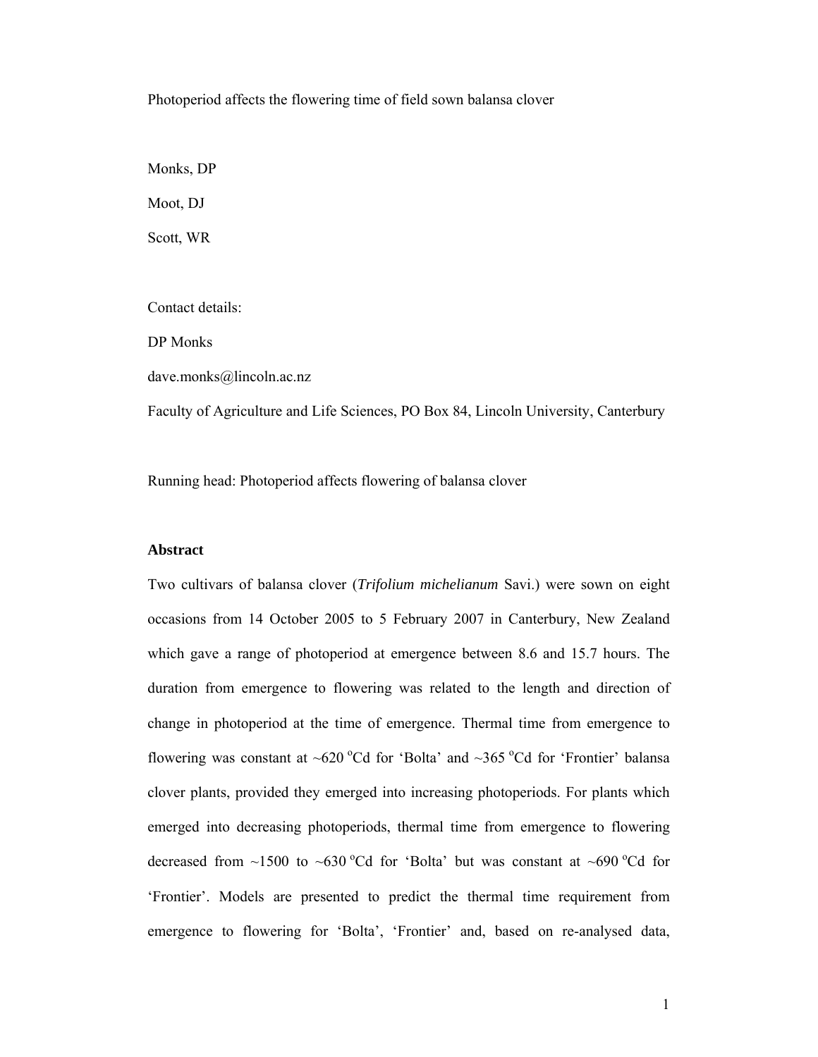# Photoperiod affects the flowering time of field sown balansa clover

Monks, DP

Moot, DJ

Scott, WR

Contact details:

DP Monks

dave.monks@lincoln.ac.nz

Faculty of Agriculture and Life Sciences, PO Box 84, Lincoln University, Canterbury

Running head: Photoperiod affects flowering of balansa clover

## Abstract

Two cultivars of balansa clover (*Trifolium michelianum* Savi.) were sown on eight occasions from 14 October 2005 to 5 February 2007 in Canterbury, New Zealand which gave a range of photoperiod at emergence between 8.6 and 15.7 hours. The duration from emergence to flowering was related to the length and direction of change in photoperiod at the time of emergence. Thermal time from emergence to flowering was constant at ~620 $^{o}$Cd for 'Bolta' and ~365 $^{o}$Cd for 'Frontier' balansa clover plants, provided they emerged into increasing photoperiods. For plants which emerged into decreasing photoperiods, thermal time from emergence to flowering decreased from ~1500 to ~630 $^{o}$Cd for 'Bolta' but was constant at ~690 $^{o}$Cd for 'Frontier'. Models are presented to predict the thermal time requirement from emergence to flowering for 'Bolta', 'Frontier' and, based on re-analysed data,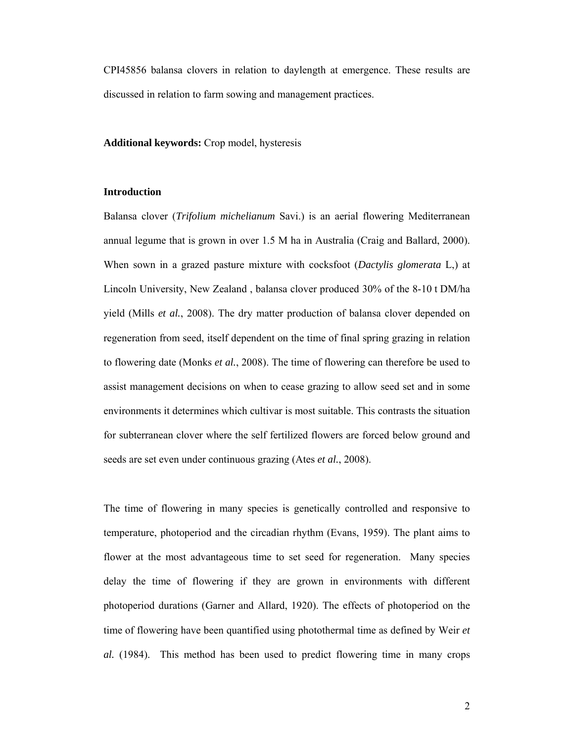CPI45856 balansa clovers in relation to daylength at emergence. These results are discussed in relation to farm sowing and management practices.

**Additional keywords:** Crop model, hysteresis

## Introduction

Balansa clover (*Trifolium michelianum* Savi.) is an aerial flowering Mediterranean annual legume that is grown in over 1.5 M ha in Australia (Craig and Ballard, 2000). When sown in a grazed pasture mixture with cocksfoot (*Dactylis glomerata* L,) at Lincoln University, New Zealand , balansa clover produced 30% of the 8-10 t DM/ha yield (Mills *et al.*, 2008). The dry matter production of balansa clover depended on regeneration from seed, itself dependent on the time of final spring grazing in relation to flowering date (Monks *et al.*, 2008). The time of flowering can therefore be used to assist management decisions on when to cease grazing to allow seed set and in some environments it determines which cultivar is most suitable. This contrasts the situation for subterranean clover where the self fertilized flowers are forced below ground and seeds are set even under continuous grazing (Ates *et al.*, 2008).

The time of flowering in many species is genetically controlled and responsive to temperature, photoperiod and the circadian rhythm (Evans, 1959). The plant aims to flower at the most advantageous time to set seed for regeneration. Many species delay the time of flowering if they are grown in environments with different photoperiod durations (Garner and Allard, 1920). The effects of photoperiod on the time of flowering have been quantified using photothermal time as defined by Weir *et al.* (1984). This method has been used to predict flowering time in many crops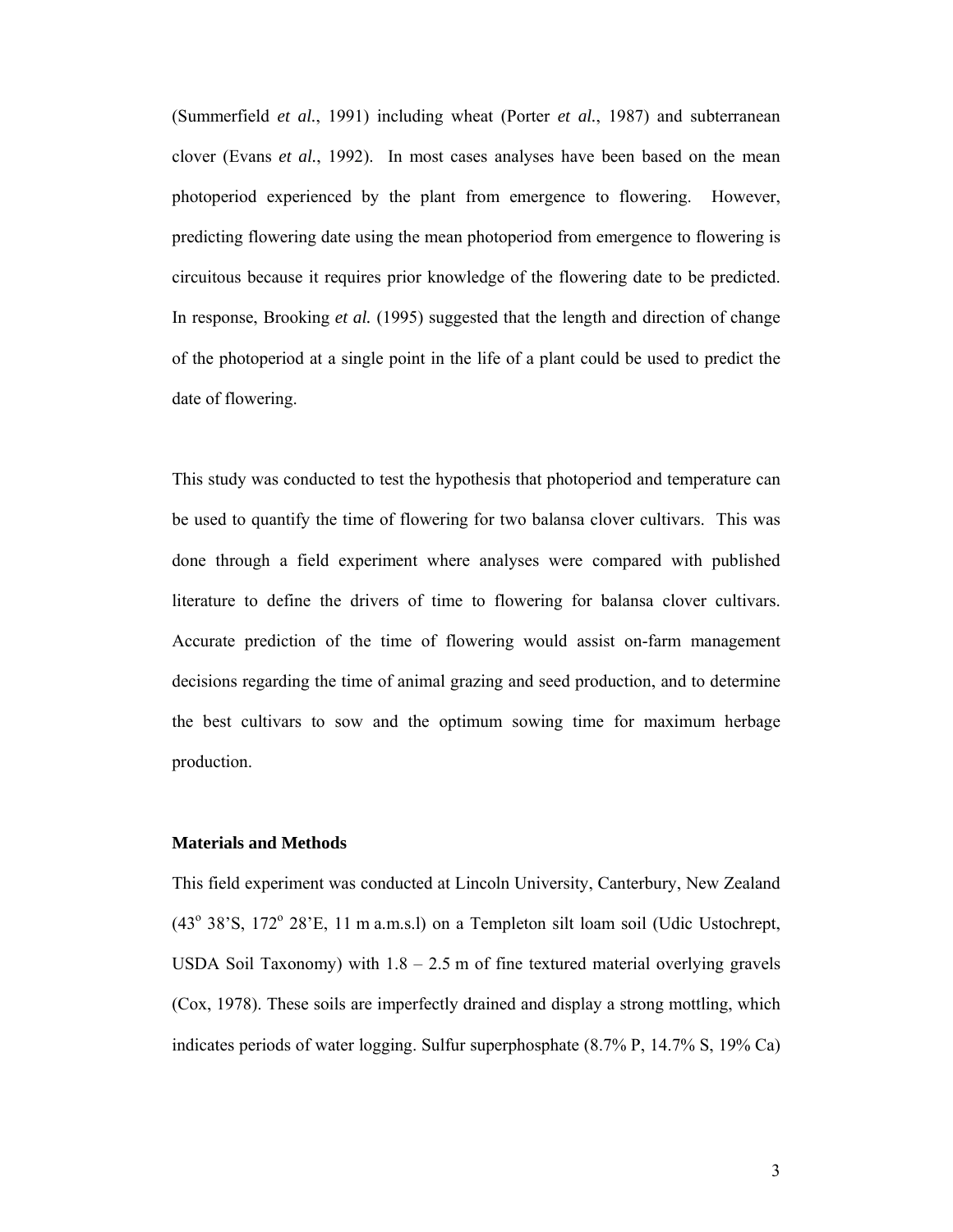(Summerfield *et al.*, 1991) including wheat (Porter *et al.*, 1987) and subterranean clover (Evans *et al.*, 1992). In most cases analyses have been based on the mean photoperiod experienced by the plant from emergence to flowering. However, predicting flowering date using the mean photoperiod from emergence to flowering is circuitous because it requires prior knowledge of the flowering date to be predicted. In response, Brooking *et al.* (1995) suggested that the length and direction of change of the photoperiod at a single point in the life of a plant could be used to predict the date of flowering.

This study was conducted to test the hypothesis that photoperiod and temperature can be used to quantify the time of flowering for two balansa clover cultivars. This was done through a field experiment where analyses were compared with published literature to define the drivers of time to flowering for balansa clover cultivars. Accurate prediction of the time of flowering would assist on-farm management decisions regarding the time of animal grazing and seed production, and to determine the best cultivars to sow and the optimum sowing time for maximum herbage production.

## Materials and Methods

This field experiment was conducted at Lincoln University, Canterbury, New Zealand ($43^{o}$ 38'S, $172^{o}$ 28'E, 11 m a.m.s.l) on a Templeton silt loam soil (Udic Ustochrept, USDA Soil Taxonomy) with 1.8 – 2.5 m of fine textured material overlying gravels (Cox, 1978). These soils are imperfectly drained and display a strong mottling, which indicates periods of water logging. Sulfur superphosphate (8.7% P, 14.7% S, 19% Ca)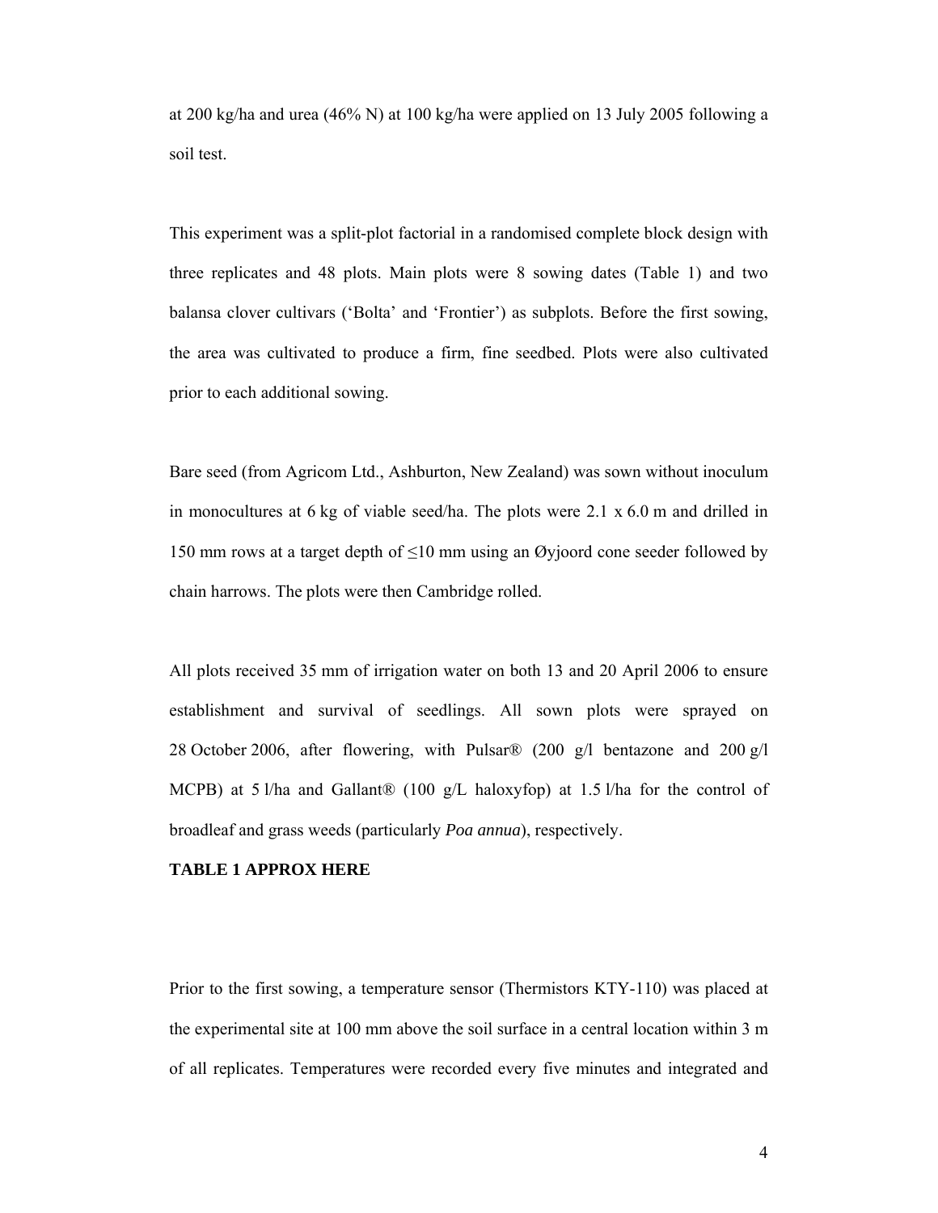at 200 kg/ha and urea (46% N) at 100 kg/ha were applied on 13 July 2005 following a soil test.

This experiment was a split-plot factorial in a randomised complete block design with three replicates and 48 plots. Main plots were 8 sowing dates (Table 1) and two balansa clover cultivars ('Bolta' and 'Frontier') as subplots. Before the first sowing, the area was cultivated to produce a firm, fine seedbed. Plots were also cultivated prior to each additional sowing.

Bare seed (from Agricom Ltd., Ashburton, New Zealand) was sown without inoculum in monocultures at 6 kg of viable seed/ha. The plots were 2.1 x 6.0 m and drilled in 150 mm rows at a target depth of ≤10 mm using an Øyjoord cone seeder followed by chain harrows. The plots were then Cambridge rolled.

All plots received 35 mm of irrigation water on both 13 and 20 April 2006 to ensure establishment and survival of seedlings. All sown plots were sprayed on 28 October 2006, after flowering, with Pulsar® (200 g/l bentazone and 200 g/l MCPB) at 5 l/ha and Gallant® (100 g/L haloxyfop) at 1.5 l/ha for the control of broadleaf and grass weeds (particularly *Poa annua*), respectively.

**TABLE 1 APPROX HERE**

Prior to the first sowing, a temperature sensor (Thermistors KTY-110) was placed at the experimental site at 100 mm above the soil surface in a central location within 3 m of all replicates. Temperatures were recorded every five minutes and integrated and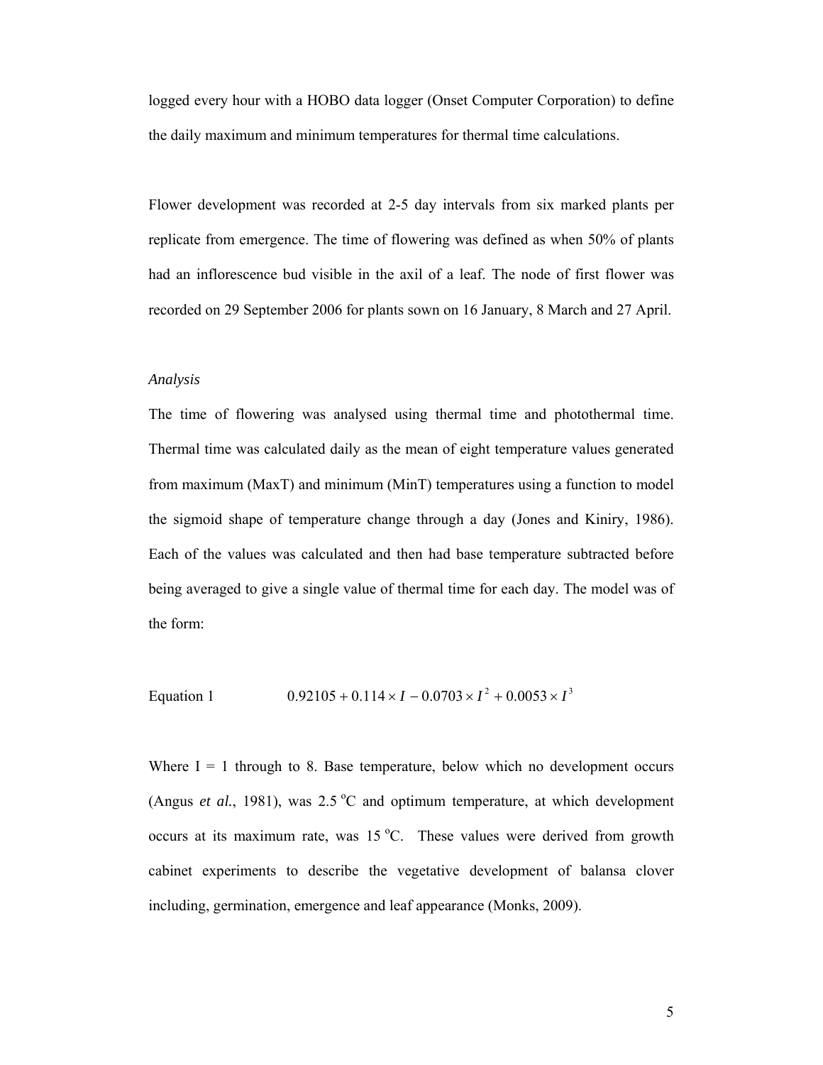logged every hour with a HOBO data logger (Onset Computer Corporation) to define the daily maximum and minimum temperatures for thermal time calculations.

Flower development was recorded at 2-5 day intervals from six marked plants per replicate from emergence. The time of flowering was defined as when 50% of plants had an inflorescence bud visible in the axil of a leaf. The node of first flower was recorded on 29 September 2006 for plants sown on 16 January, 8 March and 27 April.

### *Analysis*

The time of flowering was analysed using thermal time and photothermal time. Thermal time was calculated daily as the mean of eight temperature values generated from maximum (MaxT) and minimum (MinT) temperatures using a function to model the sigmoid shape of temperature change through a day (Jones and Kiniry, 1986). Each of the values was calculated and then had base temperature subtracted before being averaged to give a single value of thermal time for each day. The model was of the form:

Equation 1 $$0.92105 + 0.114 \times I - 0.0703 \times I^2 + 0.0053 \times I^3$$

Where I = 1 through to 8. Base temperature, below which no development occurs (Angus *et al.*, 1981), was 2.5 °C and optimum temperature, at which development occurs at its maximum rate, was 15 °C. These values were derived from growth cabinet experiments to describe the vegetative development of balansa clover including, germination, emergence and leaf appearance (Monks, 2009).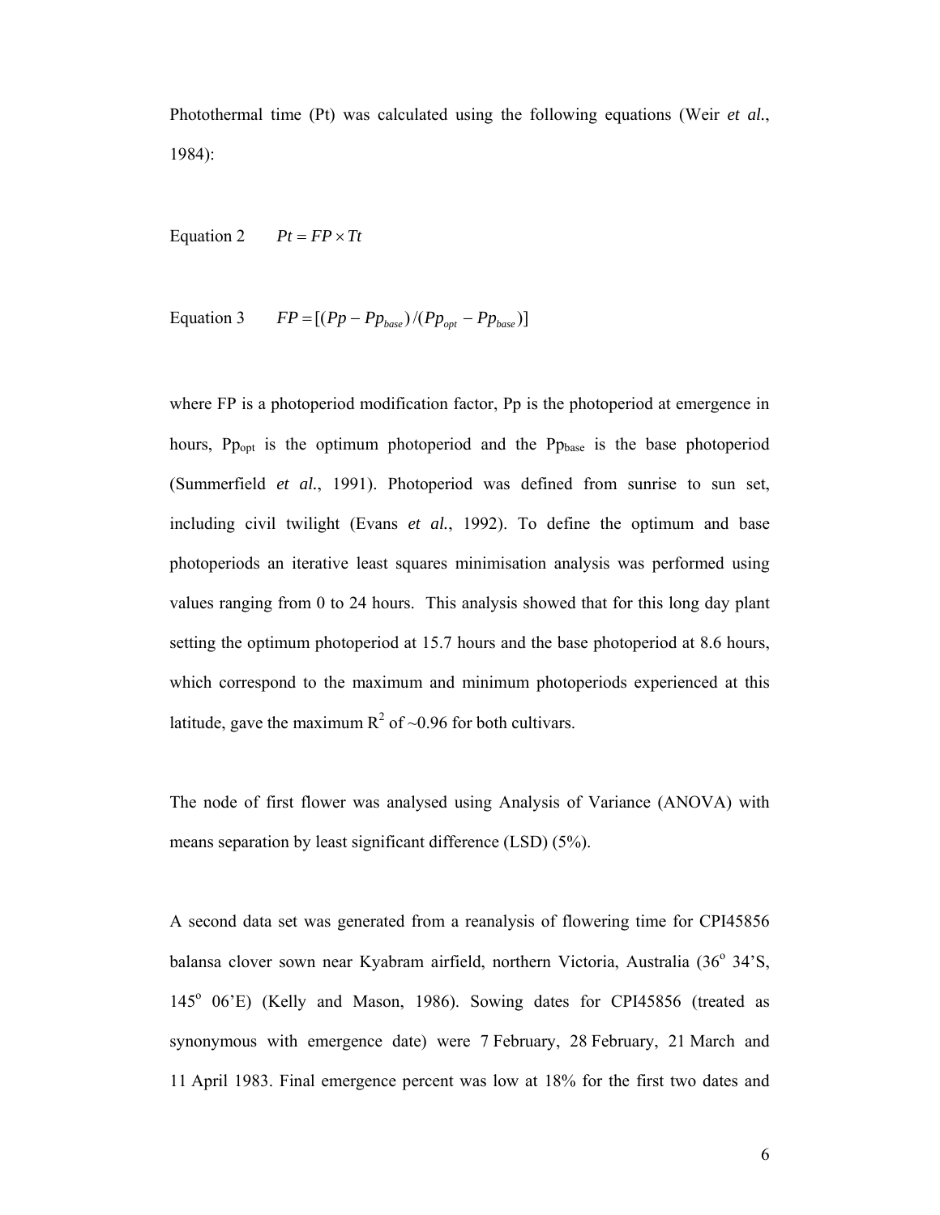Photothermal time (Pt) was calculated using the following equations (Weir *et al.*, 1984):

Equation 2 $$Pt = FP \times Tt$$

Equation 3 $$FP = [(Pp - Pp_{base})/(Pp_{opt} - Pp_{base})]$$

where FP is a photoperiod modification factor, Pp is the photoperiod at emergence in hours, $Pp_{opt}$ is the optimum photoperiod and the $Pp_{base}$ is the base photoperiod (Summerfield *et al.*, 1991). Photoperiod was defined from sunrise to sun set, including civil twilight (Evans *et al.*, 1992). To define the optimum and base photoperiods an iterative least squares minimisation analysis was performed using values ranging from 0 to 24 hours. This analysis showed that for this long day plant setting the optimum photoperiod at 15.7 hours and the base photoperiod at 8.6 hours, which correspond to the maximum and minimum photoperiods experienced at this latitude, gave the maximum $R^2$ of ~0.96 for both cultivars.

The node of first flower was analysed using Analysis of Variance (ANOVA) with means separation by least significant difference (LSD) (5%).

A second data set was generated from a reanalysis of flowering time for CPI45856 balansa clover sown near Kyabram airfield, northern Victoria, Australia (36$^{o}$ 34'S, 145$^{o}$ 06'E) (Kelly and Mason, 1986). Sowing dates for CPI45856 (treated as synonymous with emergence date) were 7 February, 28 February, 21 March and 11 April 1983. Final emergence percent was low at 18% for the first two dates and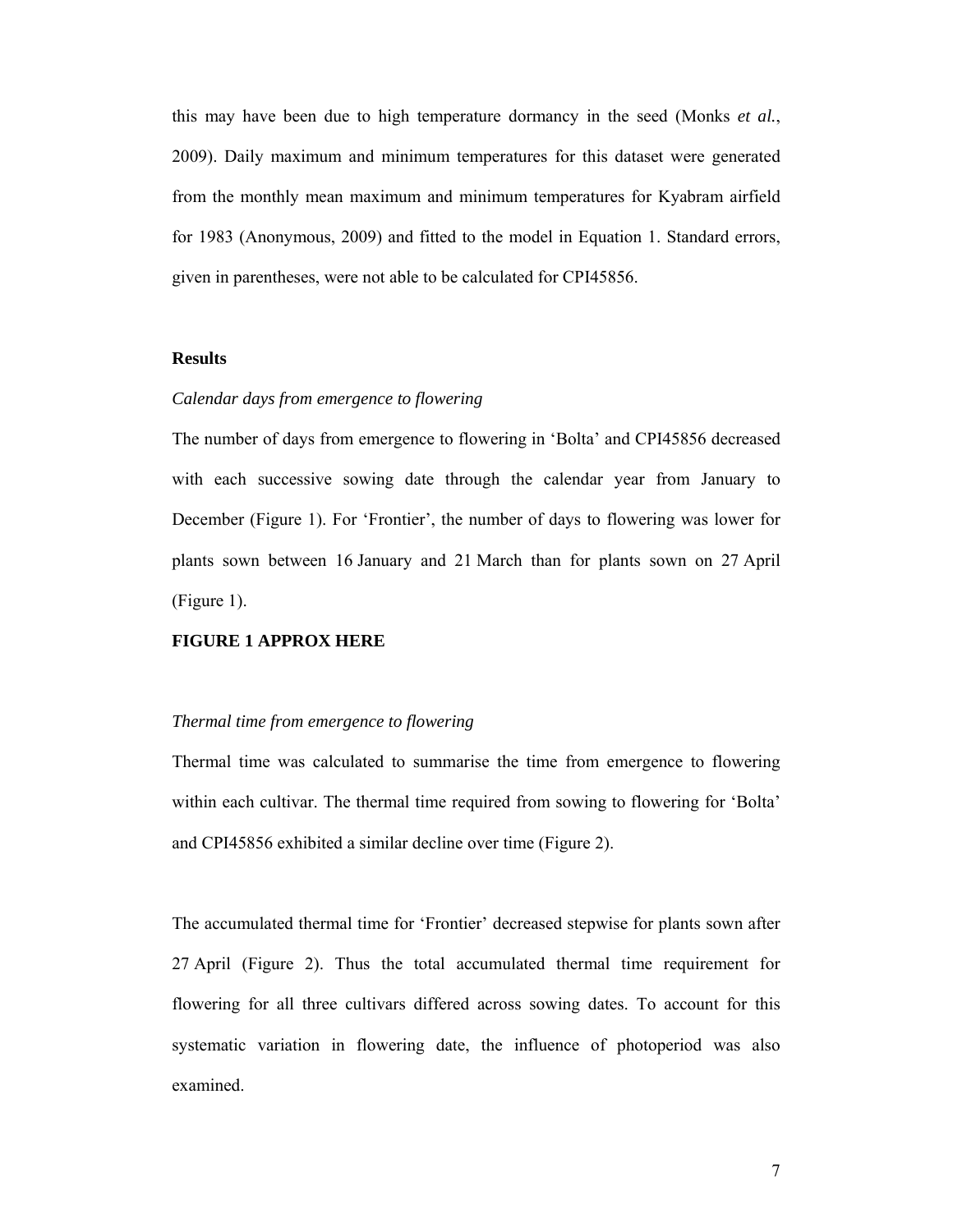this may have been due to high temperature dormancy in the seed (Monks *et al.*, 2009). Daily maximum and minimum temperatures for this dataset were generated from the monthly mean maximum and minimum temperatures for Kyabram airfield for 1983 (Anonymous, 2009) and fitted to the model in Equation 1. Standard errors, given in parentheses, were not able to be calculated for CPI45856.

## Results

### *Calendar days from emergence to flowering*

The number of days from emergence to flowering in 'Bolta' and CPI45856 decreased with each successive sowing date through the calendar year from January to December (Figure 1). For 'Frontier', the number of days to flowering was lower for plants sown between 16 January and 21 March than for plants sown on 27 April (Figure 1).

**FIGURE 1 APPROX HERE**

### *Thermal time from emergence to flowering*

Thermal time was calculated to summarise the time from emergence to flowering within each cultivar. The thermal time required from sowing to flowering for 'Bolta' and CPI45856 exhibited a similar decline over time (Figure 2).

The accumulated thermal time for 'Frontier' decreased stepwise for plants sown after 27 April (Figure 2). Thus the total accumulated thermal time requirement for flowering for all three cultivars differed across sowing dates. To account for this systematic variation in flowering date, the influence of photoperiod was also examined.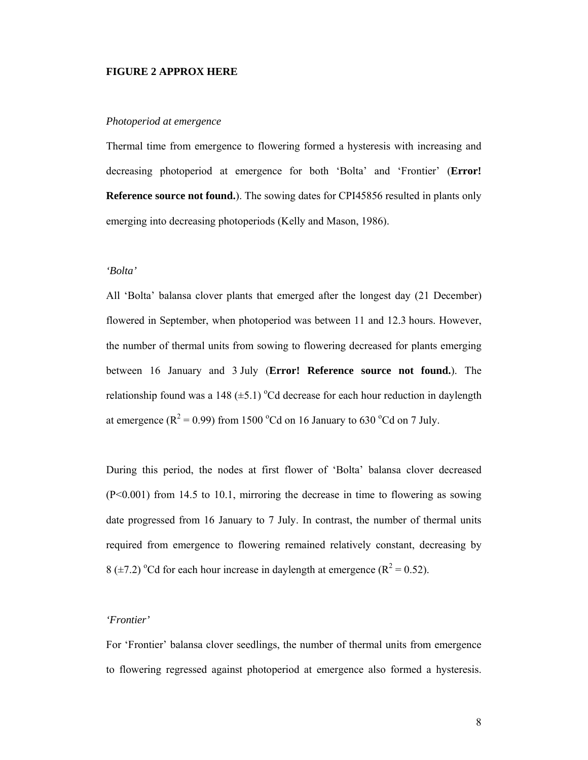**FIGURE 2 APPROX HERE**

*Photoperiod at emergence*

Thermal time from emergence to flowering formed a hysteresis with increasing and decreasing photoperiod at emergence for both 'Bolta' and 'Frontier' (**Error! Reference source not found.**). The sowing dates for CPI45856 resulted in plants only emerging into decreasing photoperiods (Kelly and Mason, 1986).

*'Bolta'*

All 'Bolta' balansa clover plants that emerged after the longest day (21 December) flowered in September, when photoperiod was between 11 and 12.3 hours. However, the number of thermal units from sowing to flowering decreased for plants emerging between 16 January and 3 July (**Error! Reference source not found.**). The relationship found was a 148 (±5.1) °Cd decrease for each hour reduction in daylength at emergence ($R^2 = 0.99$) from 1500 °Cd on 16 January to 630 °Cd on 7 July.

During this period, the nodes at first flower of 'Bolta' balansa clover decreased ($P<0.001$) from 14.5 to 10.1, mirroring the decrease in time to flowering as sowing date progressed from 16 January to 7 July. In contrast, the number of thermal units required from emergence to flowering remained relatively constant, decreasing by 8 (±7.2) °Cd for each hour increase in daylength at emergence ($R^2 = 0.52$).

*'Frontier'*

For 'Frontier' balansa clover seedlings, the number of thermal units from emergence to flowering regressed against photoperiod at emergence also formed a hysteresis.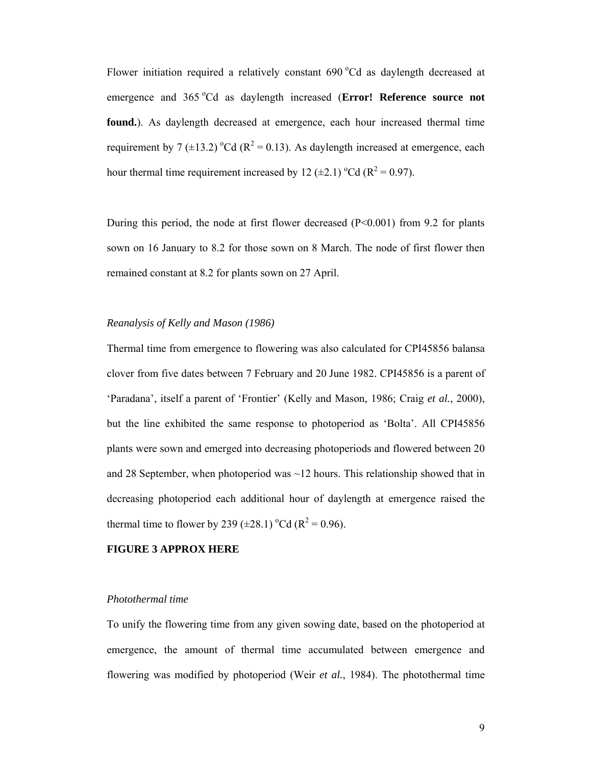Flower initiation required a relatively constant 690 °Cd as daylength decreased at emergence and 365 °Cd as daylength increased (**Error! Reference source not found.**). As daylength decreased at emergence, each hour increased thermal time requirement by 7 (±13.2) °Cd ($R^2 = 0.13$). As daylength increased at emergence, each hour thermal time requirement increased by 12 (±2.1) °Cd ($R^2 = 0.97$).

During this period, the node at first flower decreased ($P<0.001$) from 9.2 for plants sown on 16 January to 8.2 for those sown on 8 March. The node of first flower then remained constant at 8.2 for plants sown on 27 April.

*Reanalysis of Kelly and Mason (1986)*

Thermal time from emergence to flowering was also calculated for CPI45856 balansa clover from five dates between 7 February and 20 June 1982. CPI45856 is a parent of 'Paradana', itself a parent of 'Frontier' (Kelly and Mason, 1986; Craig *et al.*, 2000), but the line exhibited the same response to photoperiod as 'Bolta'. All CPI45856 plants were sown and emerged into decreasing photoperiods and flowered between 20 and 28 September, when photoperiod was ~12 hours. This relationship showed that in decreasing photoperiod each additional hour of daylength at emergence raised the thermal time to flower by 239 (±28.1) °Cd ($R^2 = 0.96$).

**FIGURE 3 APPROX HERE**

*Photothermal time*

To unify the flowering time from any given sowing date, based on the photoperiod at emergence, the amount of thermal time accumulated between emergence and flowering was modified by photoperiod (Weir *et al.*, 1984). The photothermal time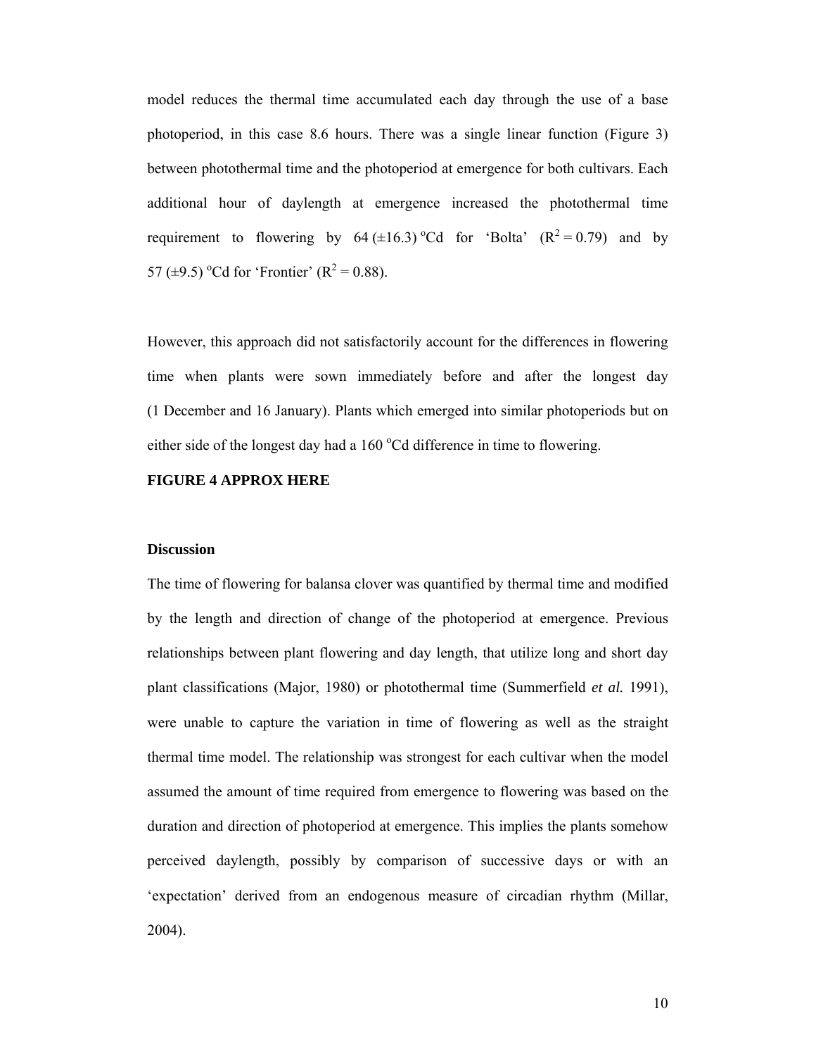model reduces the thermal time accumulated each day through the use of a base photoperiod, in this case 8.6 hours. There was a single linear function (Figure 3) between photothermal time and the photoperiod at emergence for both cultivars. Each additional hour of daylength at emergence increased the photothermal time requirement to flowering by 64 (±16.3) $^{o}$Cd for 'Bolta' ($R^2 = 0.79$) and by 57 (±9.5) $^{o}$Cd for 'Frontier' ($R^2 = 0.88$).

However, this approach did not satisfactorily account for the differences in flowering time when plants were sown immediately before and after the longest day (1 December and 16 January). Plants which emerged into similar photoperiods but on either side of the longest day had a 160 $^{o}$Cd difference in time to flowering.

**FIGURE 4 APPROX HERE**

**Discussion**

The time of flowering for balansa clover was quantified by thermal time and modified by the length and direction of change of the photoperiod at emergence. Previous relationships between plant flowering and day length, that utilize long and short day plant classifications (Major, 1980) or photothermal time (Summerfield *et al.* 1991), were unable to capture the variation in time of flowering as well as the straight thermal time model. The relationship was strongest for each cultivar when the model assumed the amount of time required from emergence to flowering was based on the duration and direction of photoperiod at emergence. This implies the plants somehow perceived daylength, possibly by comparison of successive days or with an 'expectation' derived from an endogenous measure of circadian rhythm (Millar, 2004).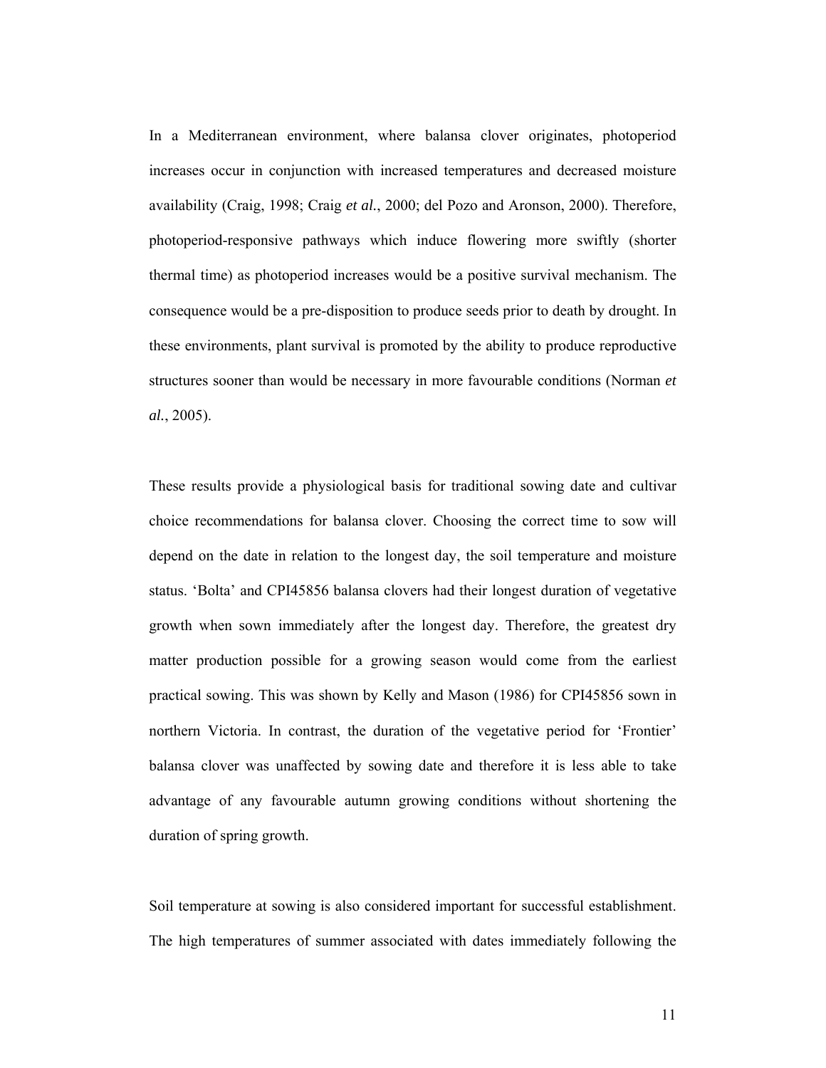In a Mediterranean environment, where balansa clover originates, photoperiod increases occur in conjunction with increased temperatures and decreased moisture availability (Craig, 1998; Craig *et al.*, 2000; del Pozo and Aronson, 2000). Therefore, photoperiod-responsive pathways which induce flowering more swiftly (shorter thermal time) as photoperiod increases would be a positive survival mechanism. The consequence would be a pre-disposition to produce seeds prior to death by drought. In these environments, plant survival is promoted by the ability to produce reproductive structures sooner than would be necessary in more favourable conditions (Norman *et al.*, 2005).

These results provide a physiological basis for traditional sowing date and cultivar choice recommendations for balansa clover. Choosing the correct time to sow will depend on the date in relation to the longest day, the soil temperature and moisture status. 'Bolta' and CPI45856 balansa clovers had their longest duration of vegetative growth when sown immediately after the longest day. Therefore, the greatest dry matter production possible for a growing season would come from the earliest practical sowing. This was shown by Kelly and Mason (1986) for CPI45856 sown in northern Victoria. In contrast, the duration of the vegetative period for 'Frontier' balansa clover was unaffected by sowing date and therefore it is less able to take advantage of any favourable autumn growing conditions without shortening the duration of spring growth.

Soil temperature at sowing is also considered important for successful establishment. The high temperatures of summer associated with dates immediately following the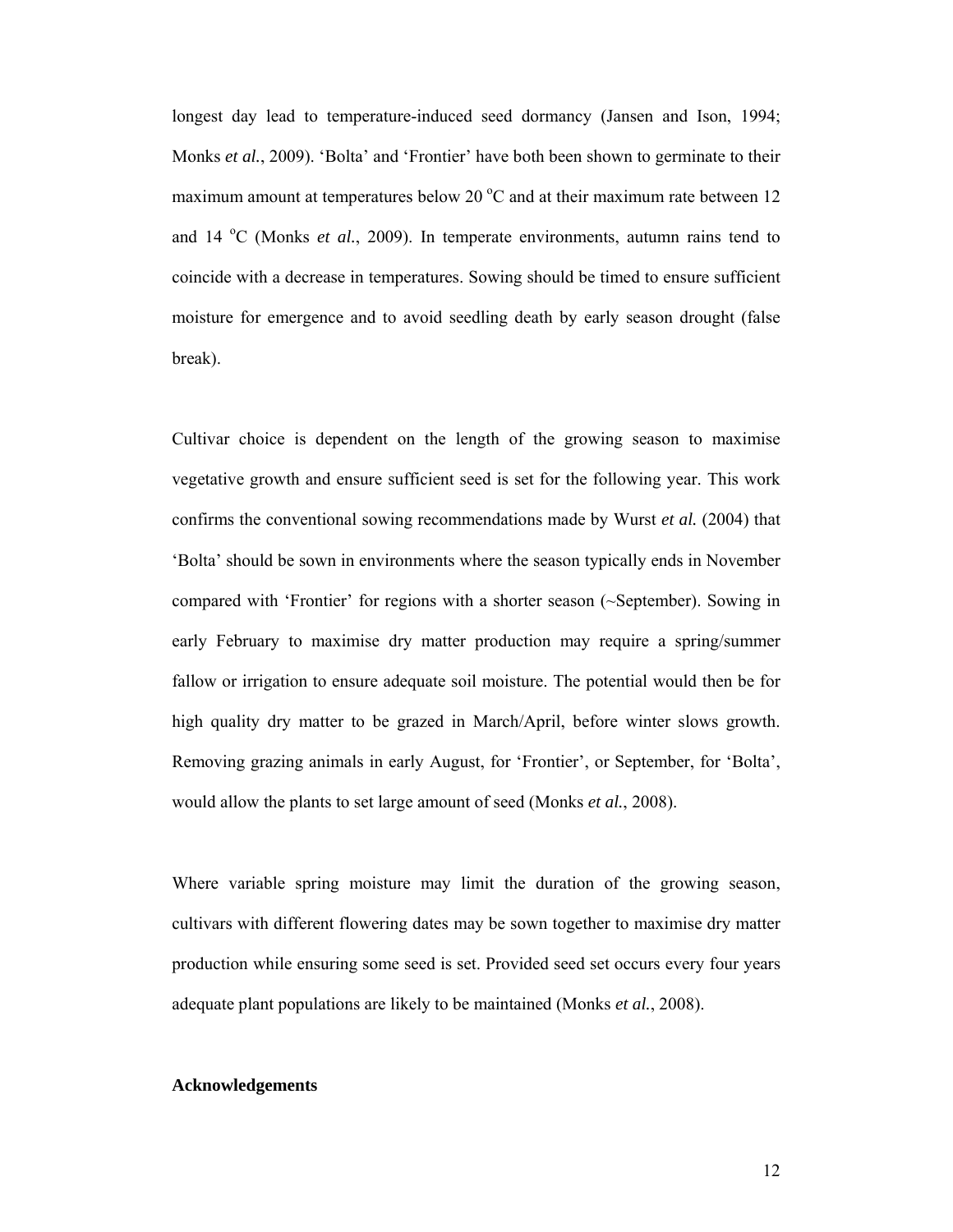longest day lead to temperature-induced seed dormancy (Jansen and Ison, 1994; Monks *et al.*, 2009). 'Bolta' and 'Frontier' have both been shown to germinate to their maximum amount at temperatures below 20 $^{o}$C and at their maximum rate between 12 and 14 $^{o}$C (Monks *et al.*, 2009). In temperate environments, autumn rains tend to coincide with a decrease in temperatures. Sowing should be timed to ensure sufficient moisture for emergence and to avoid seedling death by early season drought (false break).

Cultivar choice is dependent on the length of the growing season to maximise vegetative growth and ensure sufficient seed is set for the following year. This work confirms the conventional sowing recommendations made by Wurst *et al.* (2004) that 'Bolta' should be sown in environments where the season typically ends in November compared with 'Frontier' for regions with a shorter season (~September). Sowing in early February to maximise dry matter production may require a spring/summer fallow or irrigation to ensure adequate soil moisture. The potential would then be for high quality dry matter to be grazed in March/April, before winter slows growth. Removing grazing animals in early August, for 'Frontier', or September, for 'Bolta', would allow the plants to set large amount of seed (Monks *et al.*, 2008).

Where variable spring moisture may limit the duration of the growing season, cultivars with different flowering dates may be sown together to maximise dry matter production while ensuring some seed is set. Provided seed set occurs every four years adequate plant populations are likely to be maintained (Monks *et al.*, 2008).

**Acknowledgements**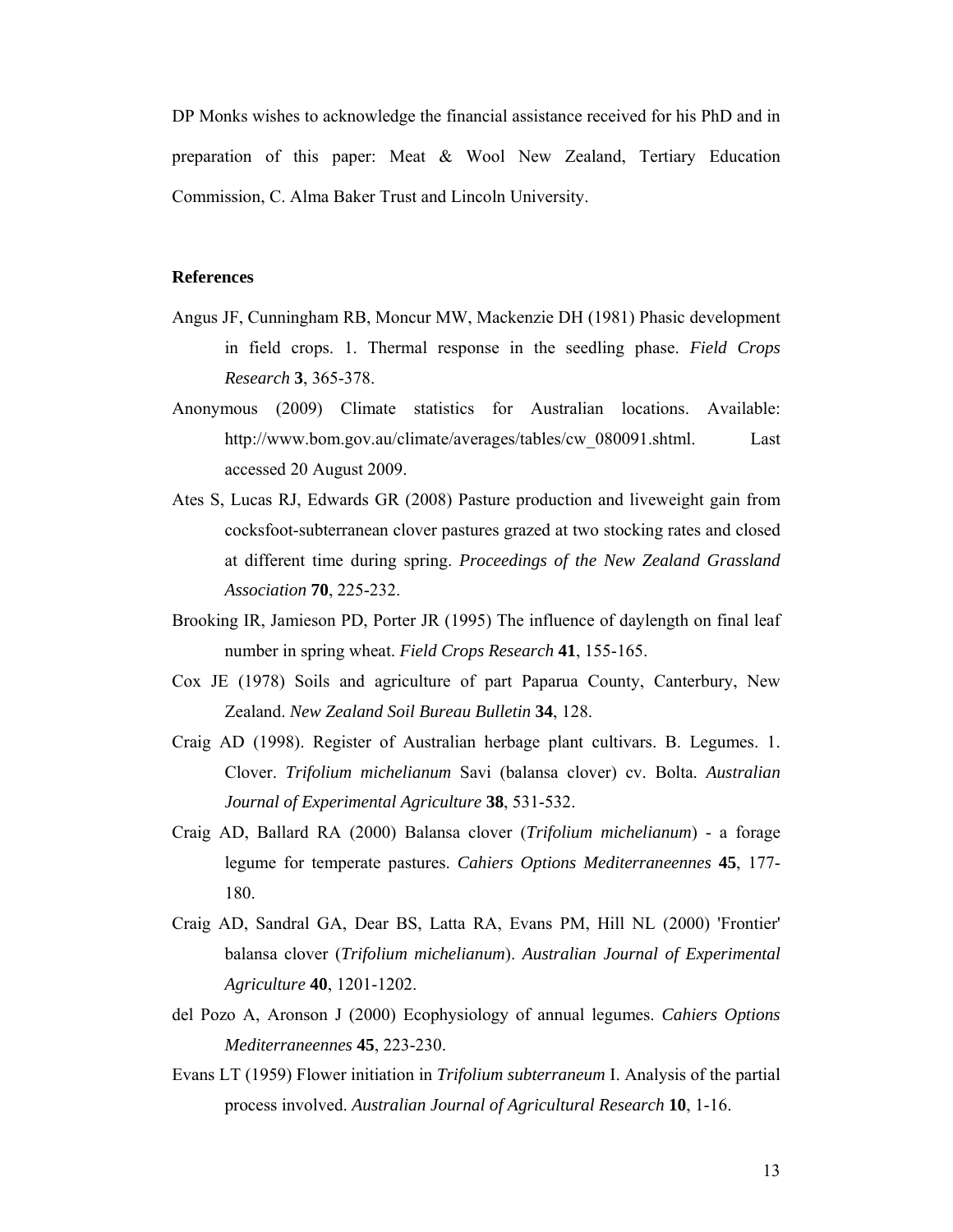DP Monks wishes to acknowledge the financial assistance received for his PhD and in preparation of this paper: Meat & Wool New Zealand, Tertiary Education Commission, C. Alma Baker Trust and Lincoln University.

**References**

Angus JF, Cunningham RB, Moncur MW, Mackenzie DH (1981) Phasic development in field crops. 1. Thermal response in the seedling phase. *Field Crops Research* **3**, 365-378.

Anonymous (2009) Climate statistics for Australian locations. Available: http://www.bom.gov.au/climate/averages/tables/cw_080091.shtml. Last accessed 20 August 2009.

Ates S, Lucas RJ, Edwards GR (2008) Pasture production and liveweight gain from cocksfoot-subterranean clover pastures grazed at two stocking rates and closed at different time during spring. *Proceedings of the New Zealand Grassland Association* **70**, 225-232.

Brooking IR, Jamieson PD, Porter JR (1995) The influence of daylength on final leaf number in spring wheat. *Field Crops Research* **41**, 155-165.

Cox JE (1978) Soils and agriculture of part Paparua County, Canterbury, New Zealand. *New Zealand Soil Bureau Bulletin* **34**, 128.

Craig AD (1998). Register of Australian herbage plant cultivars. B. Legumes. 1. Clover. *Trifolium michelianum* Savi (balansa clover) cv. Bolta. *Australian Journal of Experimental Agriculture* **38**, 531-532.

Craig AD, Ballard RA (2000) Balansa clover (*Trifolium michelianum*) - a forage legume for temperate pastures. *Cahiers Options Mediterraneennes* **45**, 177-180.

Craig AD, Sandral GA, Dear BS, Latta RA, Evans PM, Hill NL (2000) 'Frontier' balansa clover (*Trifolium michelianum*). *Australian Journal of Experimental Agriculture* **40**, 1201-1202.

del Pozo A, Aronson J (2000) Ecophysiology of annual legumes. *Cahiers Options Mediterraneennes* **45**, 223-230.

Evans LT (1959) Flower initiation in *Trifolium subterraneum* I. Analysis of the partial process involved. *Australian Journal of Agricultural Research* **10**, 1-16.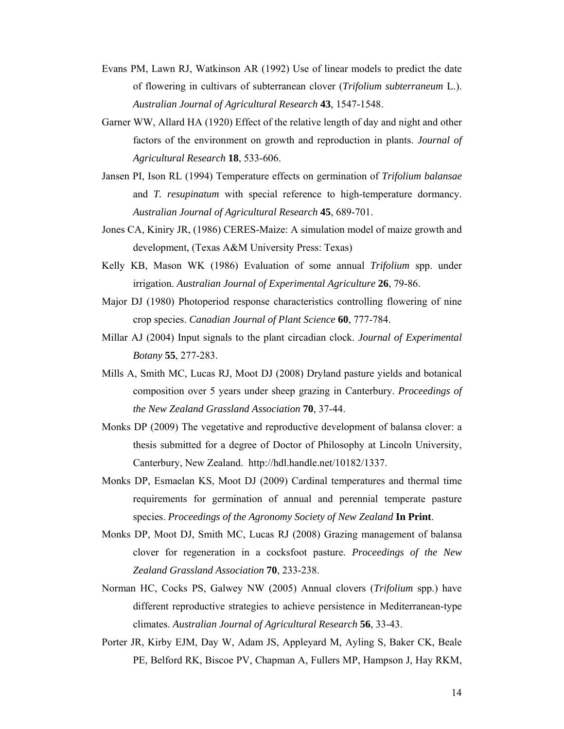Evans PM, Lawn RJ, Watkinson AR (1992) Use of linear models to predict the date of flowering in cultivars of subterranean clover (*Trifolium subterraneum* L.). *Australian Journal of Agricultural Research* **43**, 1547-1548.

Garner WW, Allard HA (1920) Effect of the relative length of day and night and other factors of the environment on growth and reproduction in plants. *Journal of Agricultural Research* **18**, 533-606.

Jansen PI, Ison RL (1994) Temperature effects on germination of *Trifolium balansae* and *T. resupinatum* with special reference to high-temperature dormancy. *Australian Journal of Agricultural Research* **45**, 689-701.

Jones CA, Kiniry JR, (1986) CERES-Maize: A simulation model of maize growth and development, (Texas A&M University Press: Texas)

Kelly KB, Mason WK (1986) Evaluation of some annual *Trifolium* spp. under irrigation. *Australian Journal of Experimental Agriculture* **26**, 79-86.

Major DJ (1980) Photoperiod response characteristics controlling flowering of nine crop species. *Canadian Journal of Plant Science* **60**, 777-784.

Millar AJ (2004) Input signals to the plant circadian clock. *Journal of Experimental Botany* **55**, 277-283.

Mills A, Smith MC, Lucas RJ, Moot DJ (2008) Dryland pasture yields and botanical composition over 5 years under sheep grazing in Canterbury. *Proceedings of the New Zealand Grassland Association* **70**, 37-44.

Monks DP (2009) The vegetative and reproductive development of balansa clover: a thesis submitted for a degree of Doctor of Philosophy at Lincoln University, Canterbury, New Zealand. http://hdl.handle.net/10182/1337.

Monks DP, Esmaelan KS, Moot DJ (2009) Cardinal temperatures and thermal time requirements for germination of annual and perennial temperate pasture species. *Proceedings of the Agronomy Society of New Zealand* **In Print**.

Monks DP, Moot DJ, Smith MC, Lucas RJ (2008) Grazing management of balansa clover for regeneration in a cocksfoot pasture. *Proceedings of the New Zealand Grassland Association* **70**, 233-238.

Norman HC, Cocks PS, Galwey NW (2005) Annual clovers (*Trifolium* spp.) have different reproductive strategies to achieve persistence in Mediterranean-type climates. *Australian Journal of Agricultural Research* **56**, 33-43.

Porter JR, Kirby EJM, Day W, Adam JS, Appleyard M, Ayling S, Baker CK, Beale PE, Belford RK, Biscoe PV, Chapman A, Fullers MP, Hampson J, Hay RKM,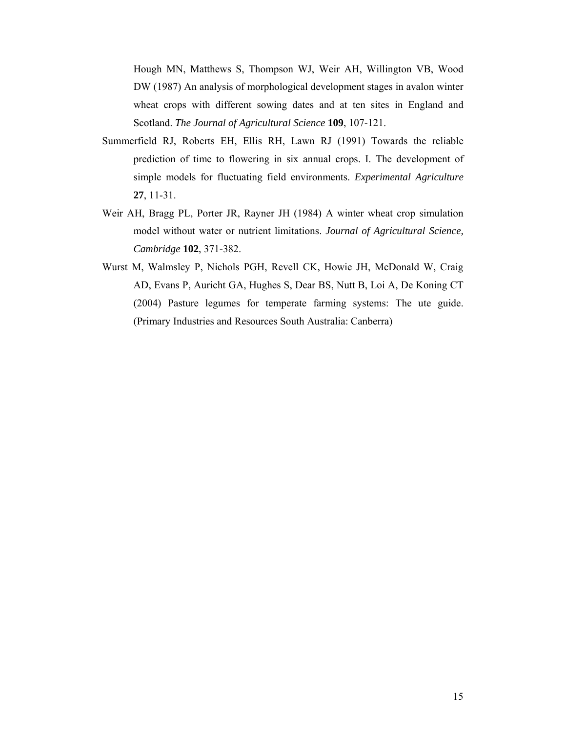Hough MN, Matthews S, Thompson WJ, Weir AH, Willington VB, Wood DW (1987) An analysis of morphological development stages in avalon winter wheat crops with different sowing dates and at ten sites in England and Scotland. *The Journal of Agricultural Science* **109**, 107-121.

Summerfield RJ, Roberts EH, Ellis RH, Lawn RJ (1991) Towards the reliable prediction of time to flowering in six annual crops. I. The development of simple models for fluctuating field environments. *Experimental Agriculture* **27**, 11-31.

Weir AH, Bragg PL, Porter JR, Rayner JH (1984) A winter wheat crop simulation model without water or nutrient limitations. *Journal of Agricultural Science, Cambridge* **102**, 371-382.

Wurst M, Walmsley P, Nichols PGH, Revell CK, Howie JH, McDonald W, Craig AD, Evans P, Auricht GA, Hughes S, Dear BS, Nutt B, Loi A, De Koning CT (2004) Pasture legumes for temperate farming systems: The ute guide. (Primary Industries and Resources South Australia: Canberra)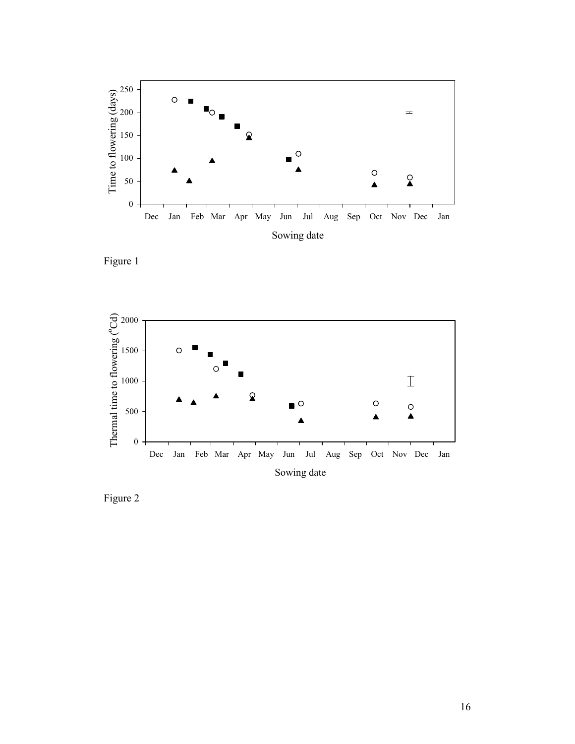Figure 1

Figure 2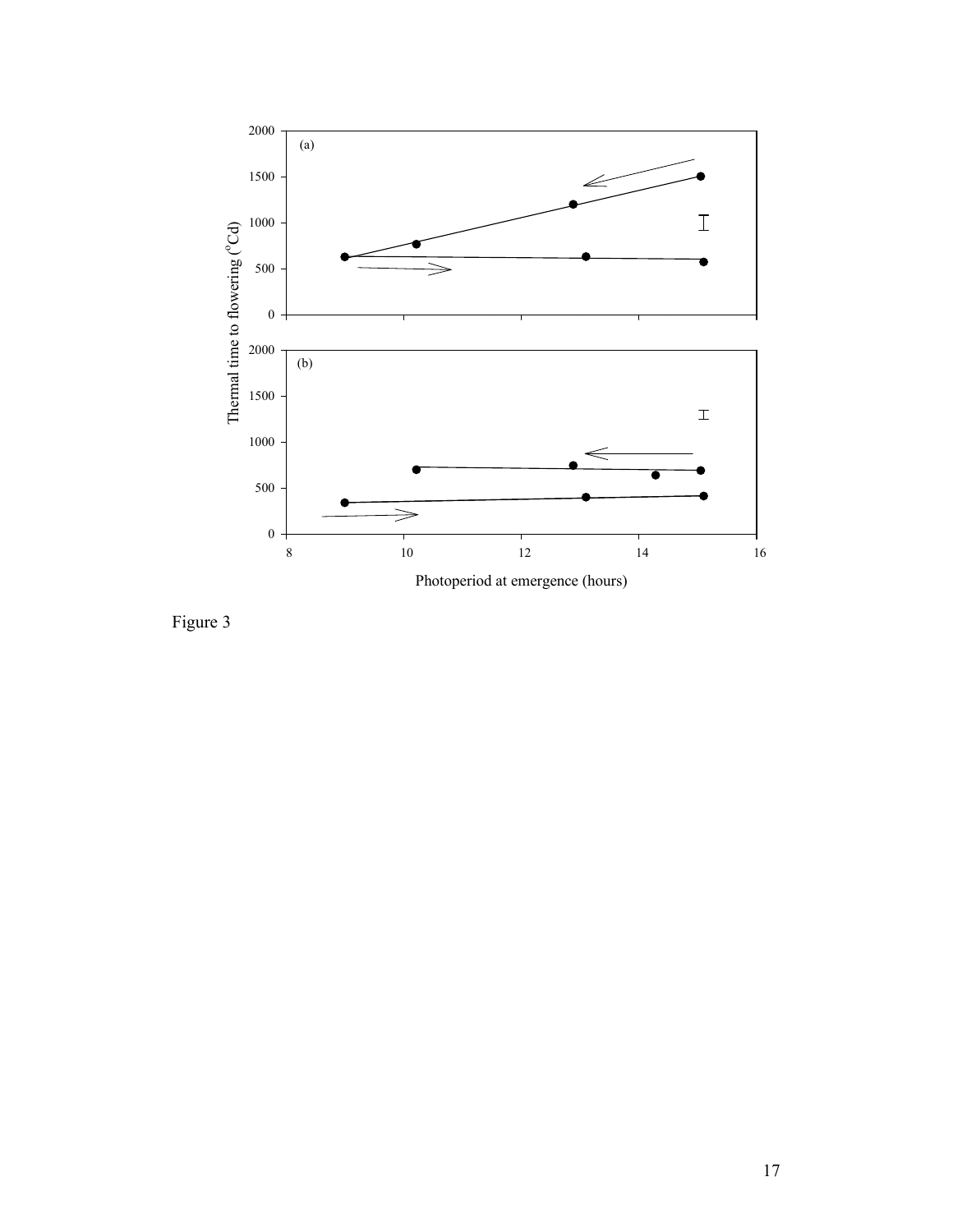Figure 3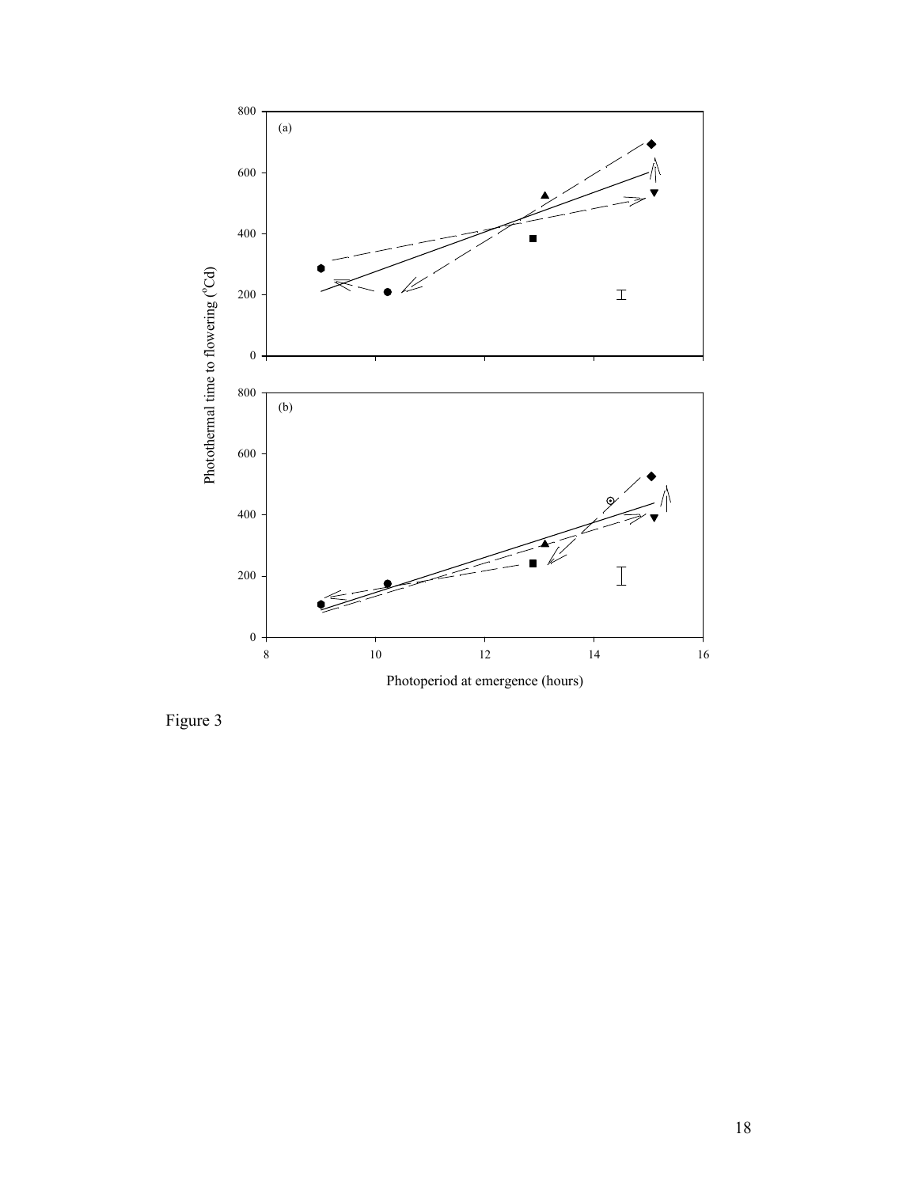Figure 3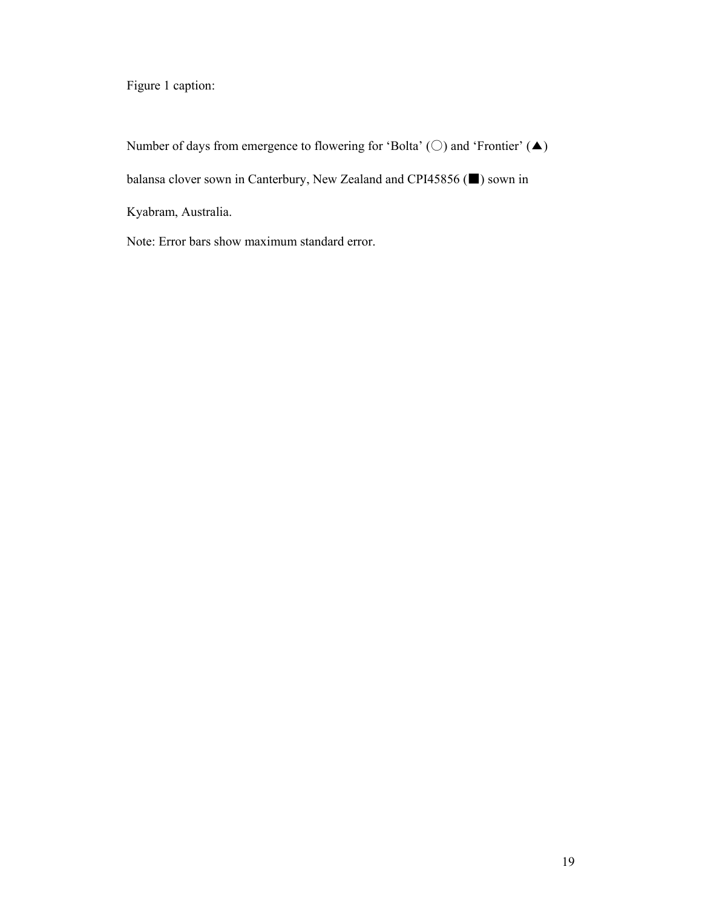Figure 1 caption:

Number of days from emergence to flowering for 'Bolta' (○) and 'Frontier' (▲) balansa clover sown in Canterbury, New Zealand and CPI45856 (■) sown in Kyabram, Australia.

Note: Error bars show maximum standard error.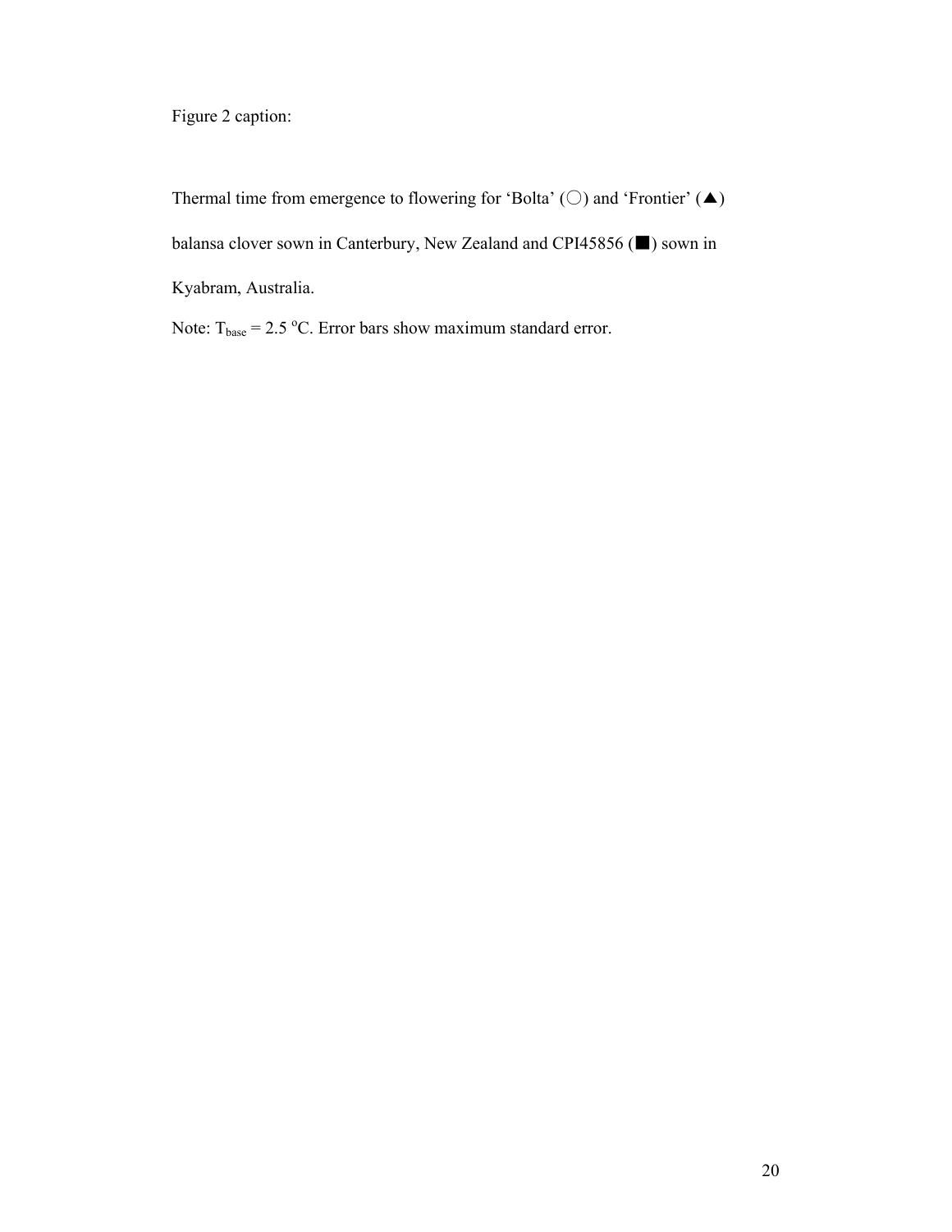Figure 2 caption:

Thermal time from emergence to flowering for ‘Bolta’ (○) and ‘Frontier’ (▲) balansa clover sown in Canterbury, New Zealand and CPI45856 (■) sown in Kyabram, Australia.

Note: $T_{base}$ = 2.5 $^{o}$C. Error bars show maximum standard error.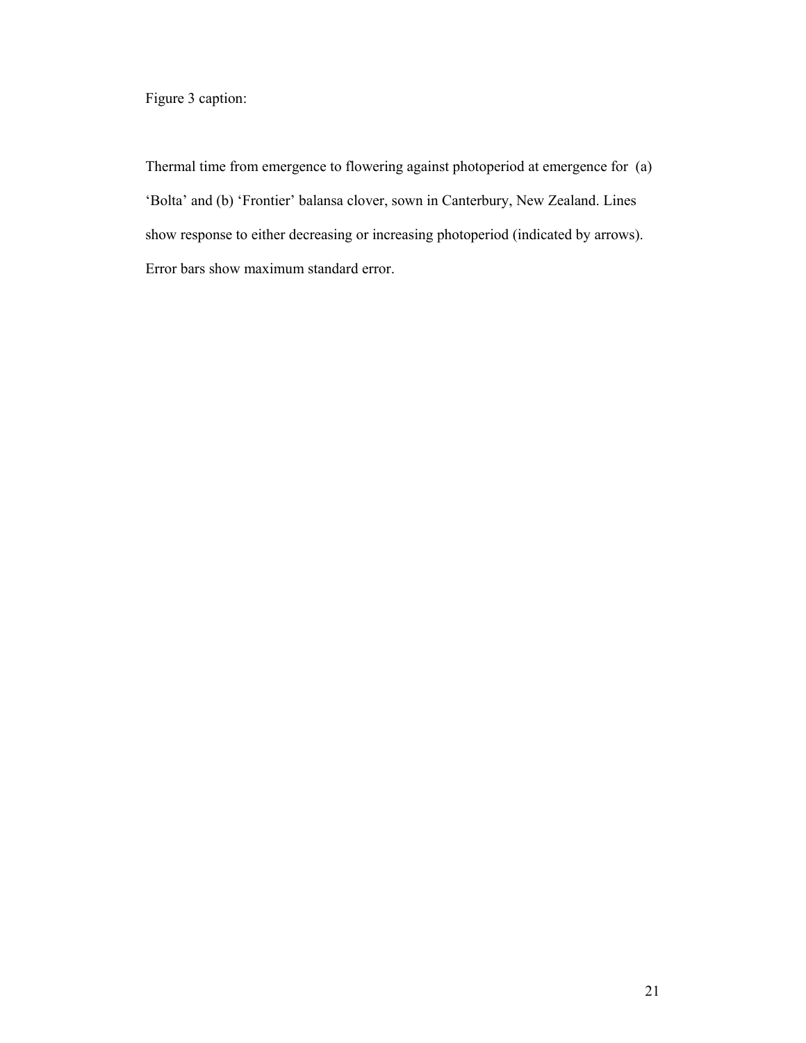Figure 3 caption:

Thermal time from emergence to flowering against photoperiod at emergence for (a) 'Bolta' and (b) 'Frontier' balansa clover, sown in Canterbury, New Zealand. Lines show response to either decreasing or increasing photoperiod (indicated by arrows). Error bars show maximum standard error.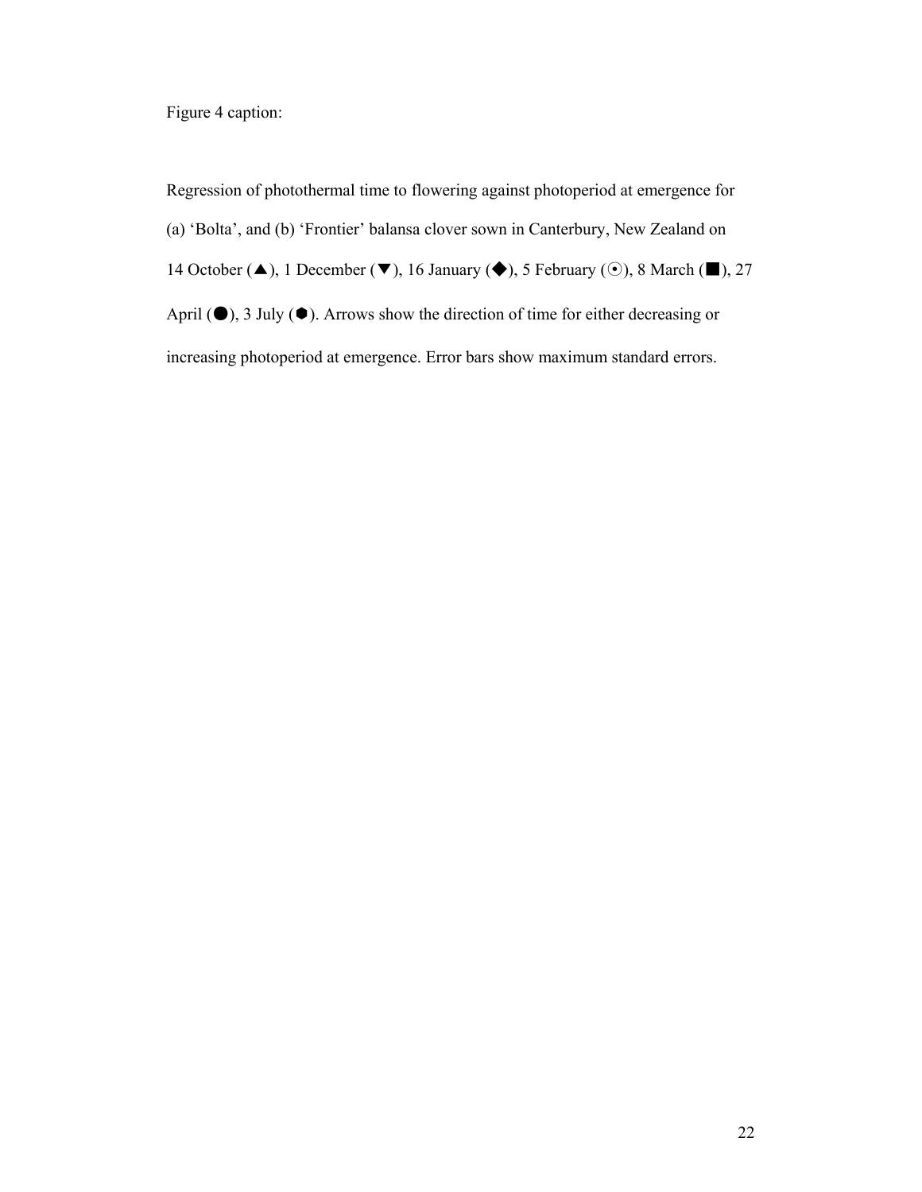Figure 4 caption:

Regression of photothermal time to flowering against photoperiod at emergence for (a) ‘Bolta’, and (b) ‘Frontier’ balansa clover sown in Canterbury, New Zealand on 14 October (▲), 1 December (▼), 16 January (◆), 5 February (☉), 8 March (■), 27 April (●), 3 July (⬢). Arrows show the direction of time for either decreasing or increasing photoperiod at emergence. Error bars show maximum standard errors.